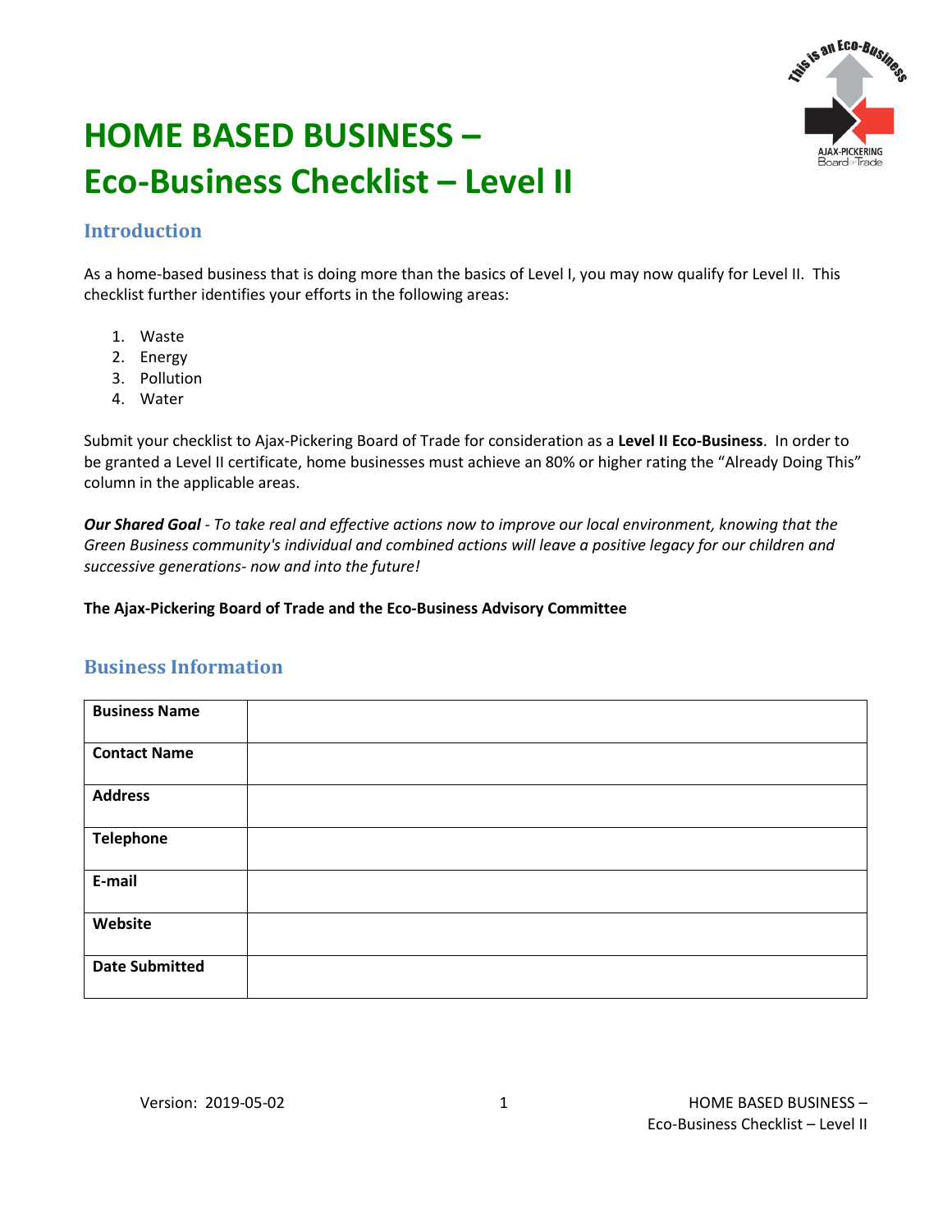# HOME BASED BUSINESS – Eco-Business Checklist – Level II

## Introduction

As a home-based business that is doing more than the basics of Level I, you may now qualify for Level II. This checklist further identifies your efforts in the following areas:

1. Waste
2. Energy
3. Pollution
4. Water

Submit your checklist to Ajax-Pickering Board of Trade for consideration as a **Level II Eco-Business**. In order to be granted a Level II certificate, home businesses must achieve an 80% or higher rating the "Already Doing This" column in the applicable areas.

***Our Shared Goal*** *- To take real and effective actions now to improve our local environment, knowing that the Green Business community's individual and combined actions will leave a positive legacy for our children and successive generations- now and into the future!*

**The Ajax-Pickering Board of Trade and the Eco-Business Advisory Committee**

## Business Information

| **Business Name** | |
|---|---|
| **Contact Name** | |
| **Address** | |
| **Telephone** | |
| **E-mail** | |
| **Website** | |
| **Date Submitted** | |

Version: 2019-05-02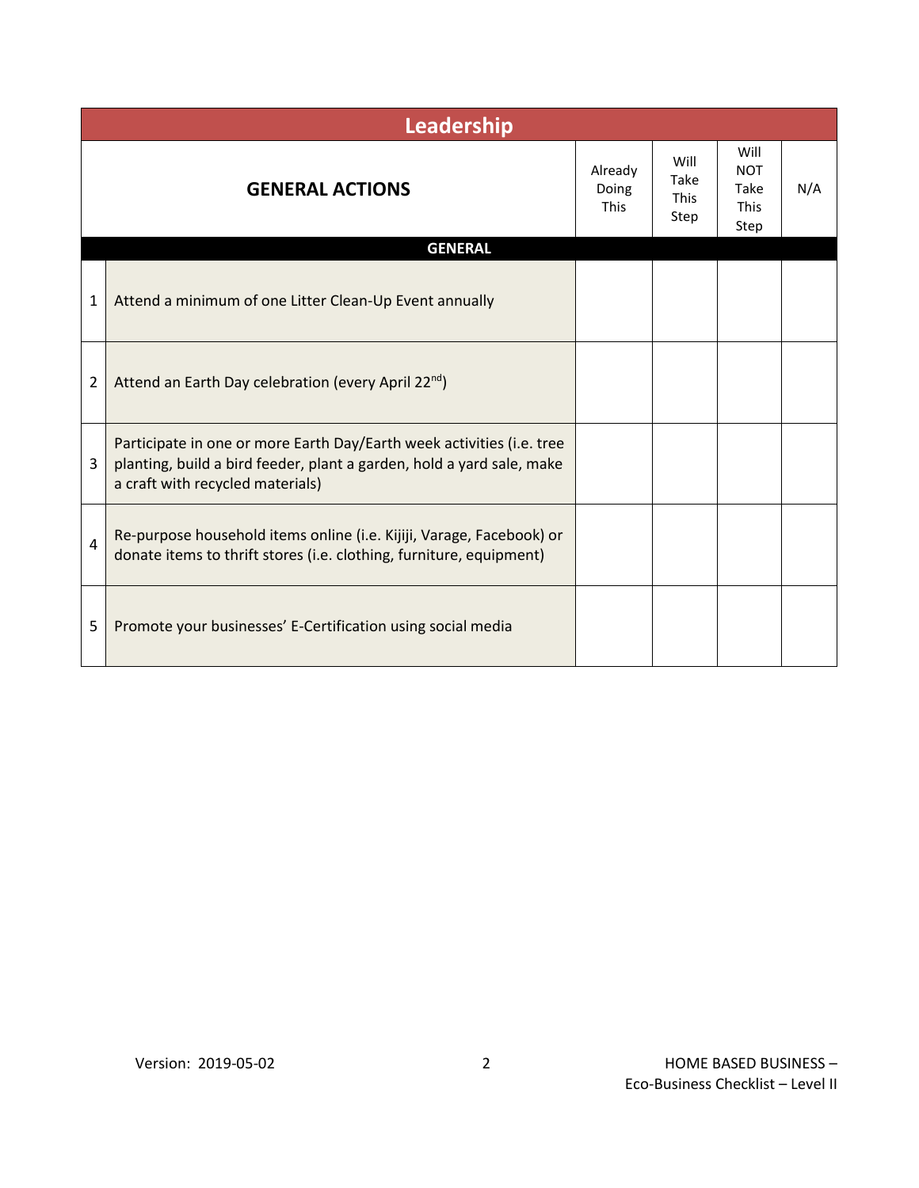## Leadership

| | GENERAL ACTIONS | Already Doing This | Will Take This Step | Will NOT Take This Step | N/A |
|---|---|---|---|---|---|
| | **GENERAL** | | | | |
| 1 | Attend a minimum of one Litter Clean-Up Event annually | | | | |
| 2 | Attend an Earth Day celebration (every April 22nd) | | | | |
| 3 | Participate in one or more Earth Day/Earth week activities (i.e. tree planting, build a bird feeder, plant a garden, hold a yard sale, make a craft with recycled materials) | | | | |
| 4 | Re-purpose household items online (i.e. Kijiji, Varage, Facebook) or donate items to thrift stores (i.e. clothing, furniture, equipment) | | | | |
| 5 | Promote your businesses' E-Certification using social media | | | | |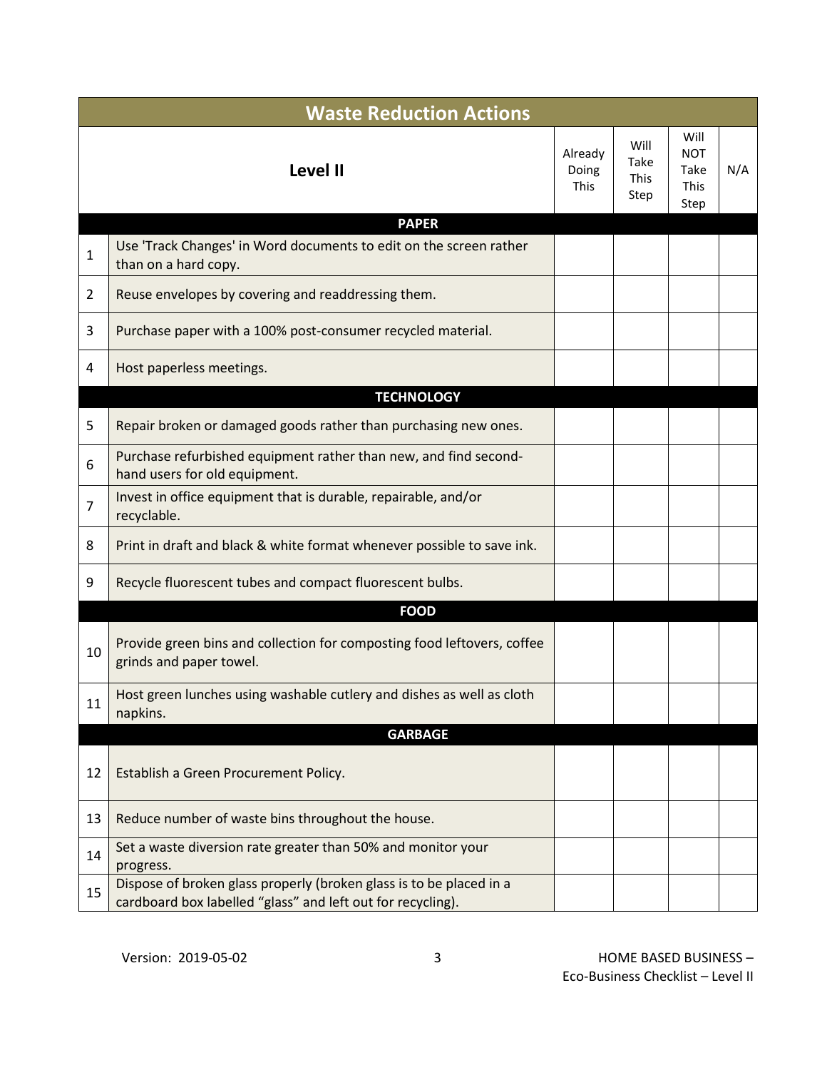| Waste Reduction Actions | | | | | |
|---|---|---|---|---|---|
| | **Level II** | Already Doing This | Will Take This Step | Will NOT Take This Step | N/A |
| | **PAPER** | | | | |
| 1 | Use 'Track Changes' in Word documents to edit on the screen rather than on a hard copy. | | | | |
| 2 | Reuse envelopes by covering and readdressing them. | | | | |
| 3 | Purchase paper with a 100% post-consumer recycled material. | | | | |
| 4 | Host paperless meetings. | | | | |
| | **TECHNOLOGY** | | | | |
| 5 | Repair broken or damaged goods rather than purchasing new ones. | | | | |
| 6 | Purchase refurbished equipment rather than new, and find second-hand users for old equipment. | | | | |
| 7 | Invest in office equipment that is durable, repairable, and/or recyclable. | | | | |
| 8 | Print in draft and black & white format whenever possible to save ink. | | | | |
| 9 | Recycle fluorescent tubes and compact fluorescent bulbs. | | | | |
| | **FOOD** | | | | |
| 10 | Provide green bins and collection for composting food leftovers, coffee grinds and paper towel. | | | | |
| 11 | Host green lunches using washable cutlery and dishes as well as cloth napkins. | | | | |
| | **GARBAGE** | | | | |
| 12 | Establish a Green Procurement Policy. | | | | |
| 13 | Reduce number of waste bins throughout the house. | | | | |
| 14 | Set a waste diversion rate greater than 50% and monitor your progress. | | | | |
| 15 | Dispose of broken glass properly (broken glass is to be placed in a cardboard box labelled "glass" and left out for recycling). | | | | |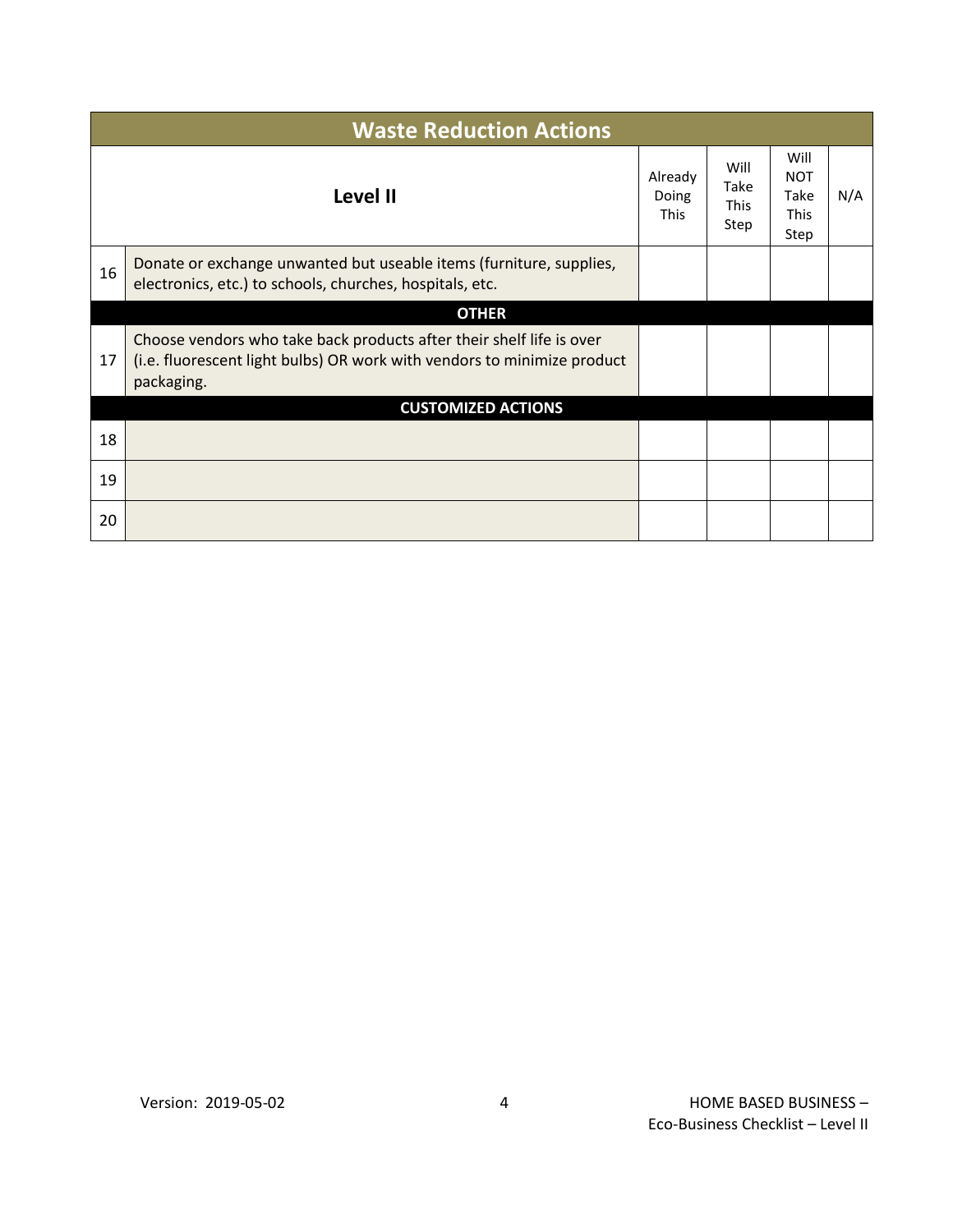| Waste Reduction Actions | | | | | |
|---|---|---|---|---|---|
| | **Level II** | Already Doing This | Will Take This Step | Will NOT Take This Step | N/A |
| 16 | Donate or exchange unwanted but useable items (furniture, supplies, electronics, etc.) to schools, churches, hospitals, etc. | | | | |
| | **OTHER** | | | | |
| 17 | Choose vendors who take back products after their shelf life is over (i.e. fluorescent light bulbs) OR work with vendors to minimize product packaging. | | | | |
| | **CUSTOMIZED ACTIONS** | | | | |
| 18 | | | | | |
| 19 | | | | | |
| 20 | | | | | |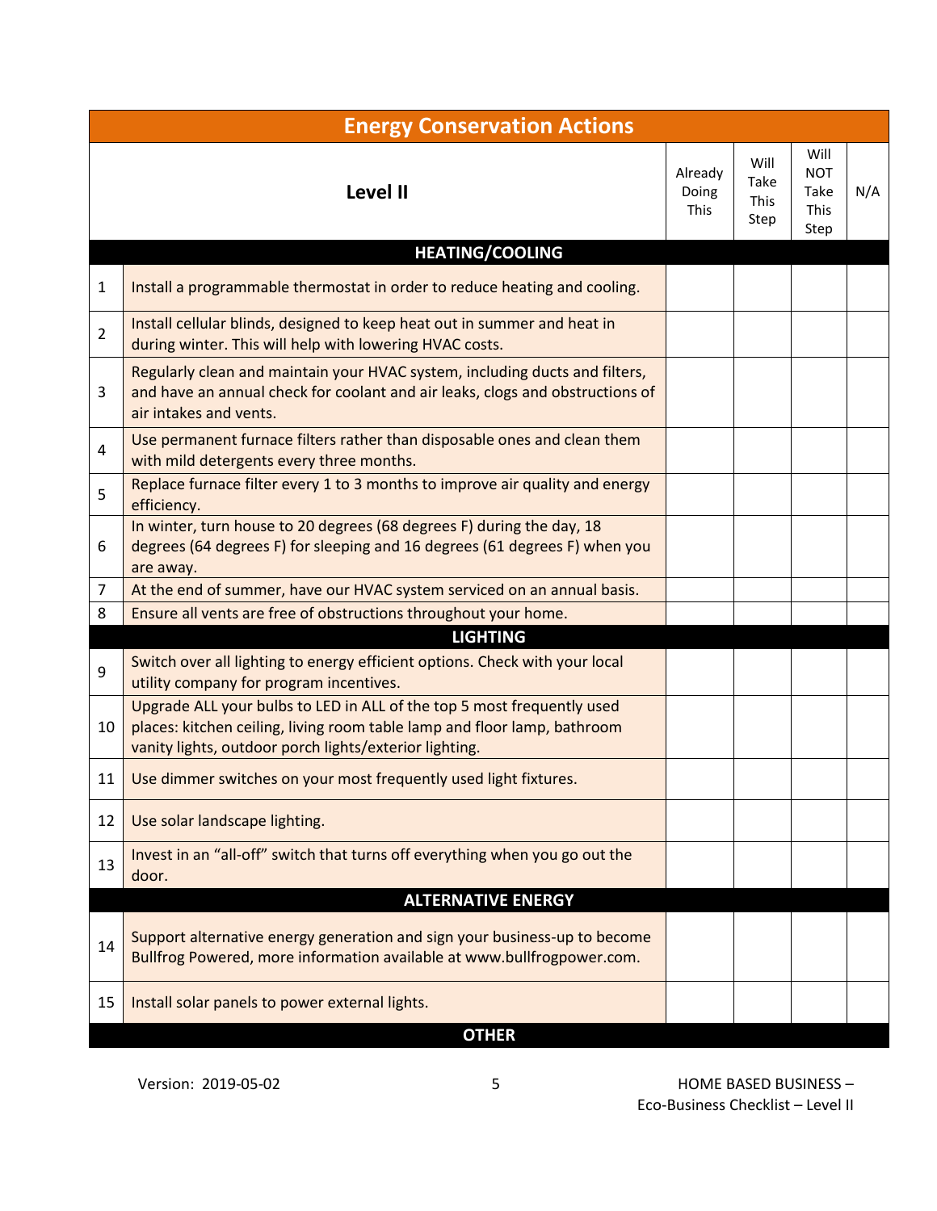| Energy Conservation Actions | | | | | |
|---|---|---|---|---|---|
| | **Level II** | Already Doing This | Will Take This Step | Will NOT Take This Step | N/A |
| | **HEATING/COOLING** | | | | |
| 1 | Install a programmable thermostat in order to reduce heating and cooling. | | | | |
| 2 | Install cellular blinds, designed to keep heat out in summer and heat in during winter. This will help with lowering HVAC costs. | | | | |
| 3 | Regularly clean and maintain your HVAC system, including ducts and filters, and have an annual check for coolant and air leaks, clogs and obstructions of air intakes and vents. | | | | |
| 4 | Use permanent furnace filters rather than disposable ones and clean them with mild detergents every three months. | | | | |
| 5 | Replace furnace filter every 1 to 3 months to improve air quality and energy efficiency. | | | | |
| 6 | In winter, turn house to 20 degrees (68 degrees F) during the day, 18 degrees (64 degrees F) for sleeping and 16 degrees (61 degrees F) when you are away. | | | | |
| 7 | At the end of summer, have our HVAC system serviced on an annual basis. | | | | |
| 8 | Ensure all vents are free of obstructions throughout your home. | | | | |
| | **LIGHTING** | | | | |
| 9 | Switch over all lighting to energy efficient options. Check with your local utility company for program incentives. | | | | |
| 10 | Upgrade ALL your bulbs to LED in ALL of the top 5 most frequently used places: kitchen ceiling, living room table lamp and floor lamp, bathroom vanity lights, outdoor porch lights/exterior lighting. | | | | |
| 11 | Use dimmer switches on your most frequently used light fixtures. | | | | |
| 12 | Use solar landscape lighting. | | | | |
| 13 | Invest in an "all-off" switch that turns off everything when you go out the door. | | | | |
| | **ALTERNATIVE ENERGY** | | | | |
| 14 | Support alternative energy generation and sign your business-up to become Bullfrog Powered, more information available at www.bullfrogpower.com. | | | | |
| 15 | Install solar panels to power external lights. | | | | |
| | **OTHER** | | | | |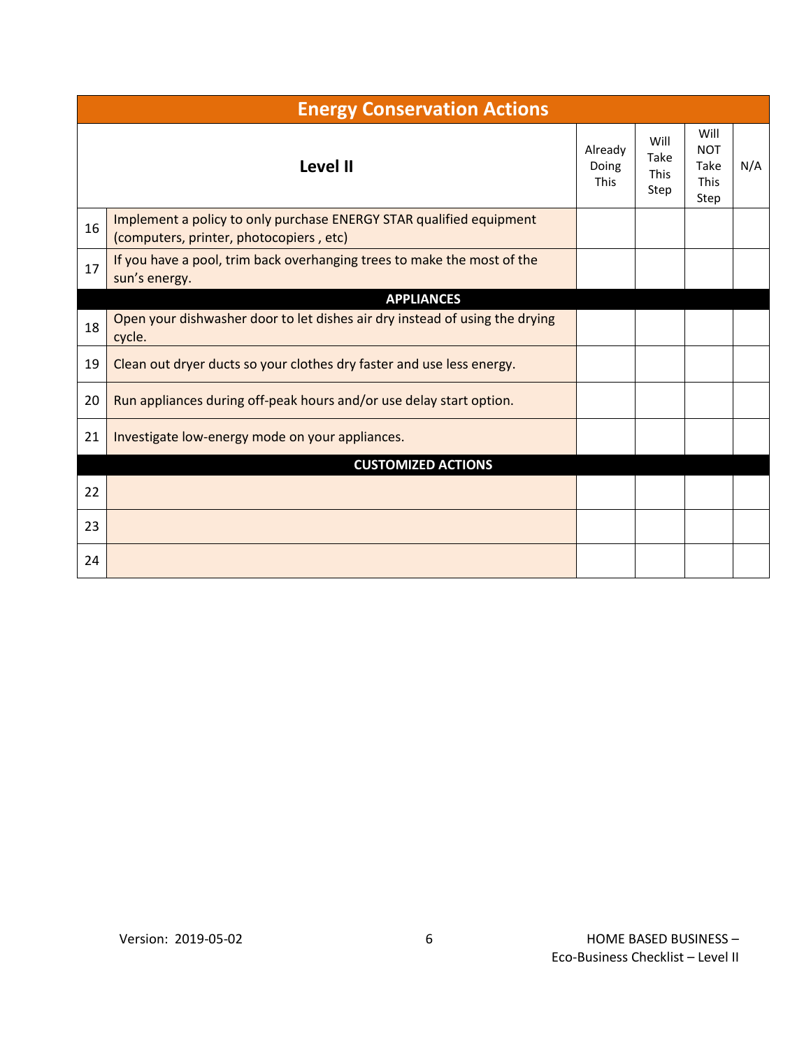| Energy Conservation Actions | | | | | |
|---|---|---|---|---|---|
| | **Level II** | Already Doing This | Will Take This Step | Will NOT Take This Step | N/A |
| 16 | Implement a policy to only purchase ENERGY STAR qualified equipment (computers, printer, photocopiers , etc) | | | | |
| 17 | If you have a pool, trim back overhanging trees to make the most of the sun's energy. | | | | |
| | **APPLIANCES** | | | | |
| 18 | Open your dishwasher door to let dishes air dry instead of using the drying cycle. | | | | |
| 19 | Clean out dryer ducts so your clothes dry faster and use less energy. | | | | |
| 20 | Run appliances during off-peak hours and/or use delay start option. | | | | |
| 21 | Investigate low-energy mode on your appliances. | | | | |
| | **CUSTOMIZED ACTIONS** | | | | |
| 22 | | | | | |
| 23 | | | | | |
| 24 | | | | | |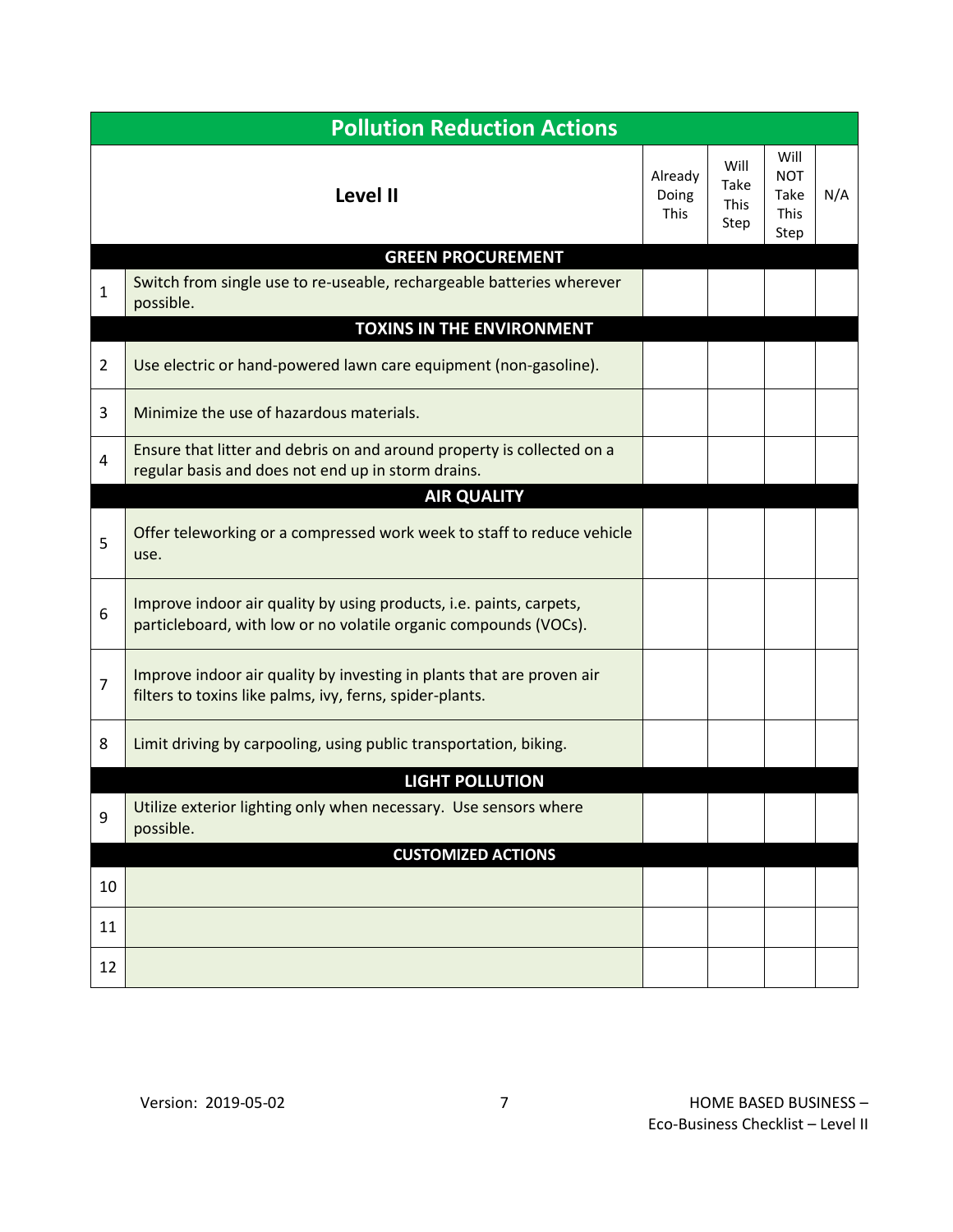| Pollution Reduction Actions | | | | | |
|---|---|---|---|---|---|
| | **Level II** | Already Doing This | Will Take This Step | Will NOT Take This Step | N/A |
| | **GREEN PROCUREMENT** | | | | |
| 1 | Switch from single use to re-useable, rechargeable batteries wherever possible. | | | | |
| | **TOXINS IN THE ENVIRONMENT** | | | | |
| 2 | Use electric or hand-powered lawn care equipment (non-gasoline). | | | | |
| 3 | Minimize the use of hazardous materials. | | | | |
| 4 | Ensure that litter and debris on and around property is collected on a regular basis and does not end up in storm drains. | | | | |
| | **AIR QUALITY** | | | | |
| 5 | Offer teleworking or a compressed work week to staff to reduce vehicle use. | | | | |
| 6 | Improve indoor air quality by using products, i.e. paints, carpets, particleboard, with low or no volatile organic compounds (VOCs). | | | | |
| 7 | Improve indoor air quality by investing in plants that are proven air filters to toxins like palms, ivy, ferns, spider-plants. | | | | |
| 8 | Limit driving by carpooling, using public transportation, biking. | | | | |
| | **LIGHT POLLUTION** | | | | |
| 9 | Utilize exterior lighting only when necessary. Use sensors where possible. | | | | |
| | **CUSTOMIZED ACTIONS** | | | | |
| 10 | | | | | |
| 11 | | | | | |
| 12 | | | | | |

Version: 2019-05-02

HOME BASED BUSINESS – Eco-Business Checklist – Level II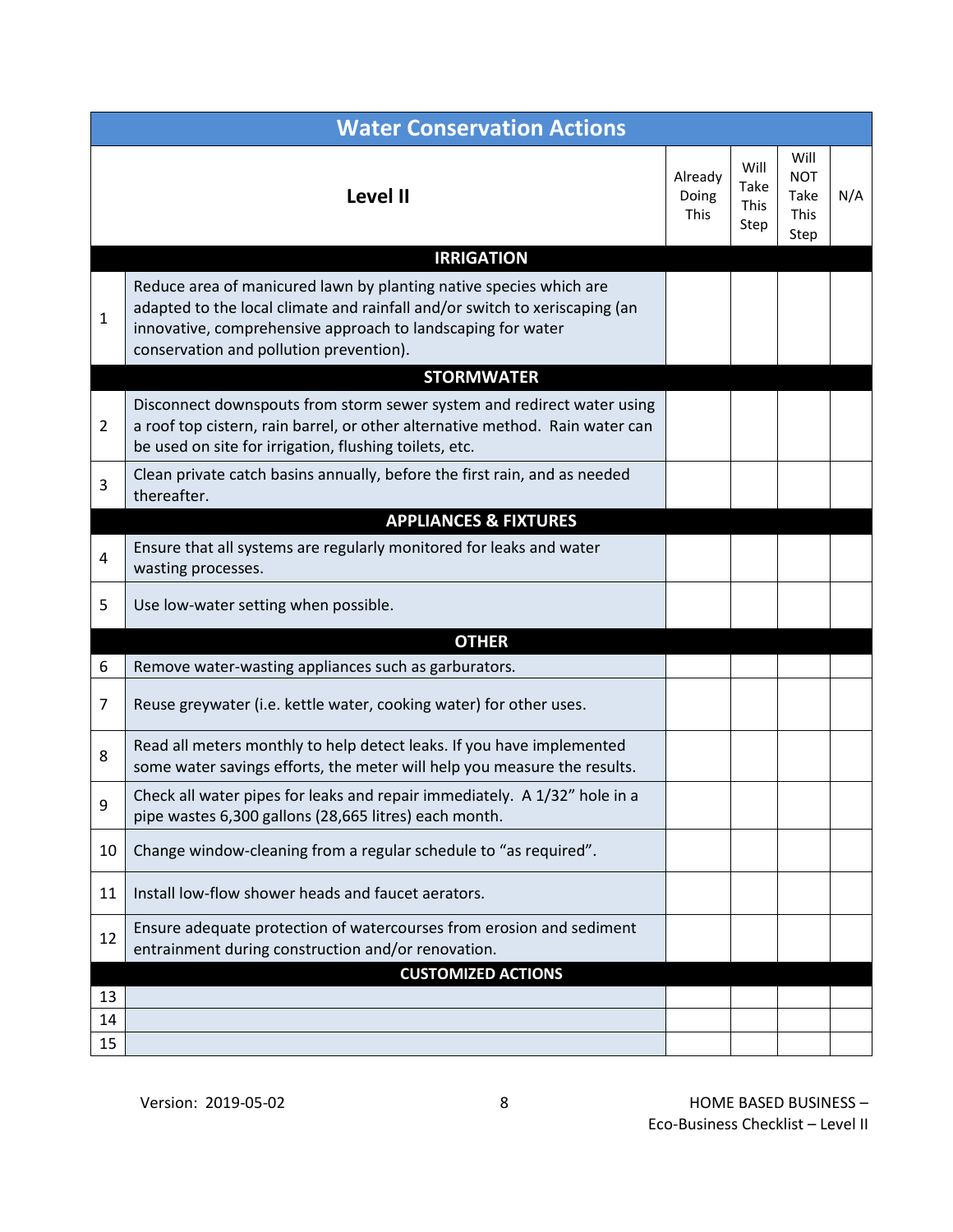## Water Conservation Actions

| | Level II | Already Doing This | Will Take This Step | Will NOT Take This Step | N/A |
|---|---|---|---|---|---|
| | **IRRIGATION** | | | | |
| 1 | Reduce area of manicured lawn by planting native species which are adapted to the local climate and rainfall and/or switch to xeriscaping (an innovative, comprehensive approach to landscaping for water conservation and pollution prevention). | | | | |
| | **STORMWATER** | | | | |
| 2 | Disconnect downspouts from storm sewer system and redirect water using a roof top cistern, rain barrel, or other alternative method. Rain water can be used on site for irrigation, flushing toilets, etc. | | | | |
| 3 | Clean private catch basins annually, before the first rain, and as needed thereafter. | | | | |
| | **APPLIANCES & FIXTURES** | | | | |
| 4 | Ensure that all systems are regularly monitored for leaks and water wasting processes. | | | | |
| 5 | Use low-water setting when possible. | | | | |
| | **OTHER** | | | | |
| 6 | Remove water-wasting appliances such as garburators. | | | | |
| 7 | Reuse greywater (i.e. kettle water, cooking water) for other uses. | | | | |
| 8 | Read all meters monthly to help detect leaks. If you have implemented some water savings efforts, the meter will help you measure the results. | | | | |
| 9 | Check all water pipes for leaks and repair immediately. A 1/32" hole in a pipe wastes 6,300 gallons (28,665 litres) each month. | | | | |
| 10 | Change window-cleaning from a regular schedule to "as required". | | | | |
| 11 | Install low-flow shower heads and faucet aerators. | | | | |
| 12 | Ensure adequate protection of watercourses from erosion and sediment entrainment during construction and/or renovation. | | | | |
| | **CUSTOMIZED ACTIONS** | | | | |
| 13 | | | | | |
| 14 | | | | | |
| 15 | | | | | |

Version: 2019-05-02

HOME BASED BUSINESS – Eco-Business Checklist – Level II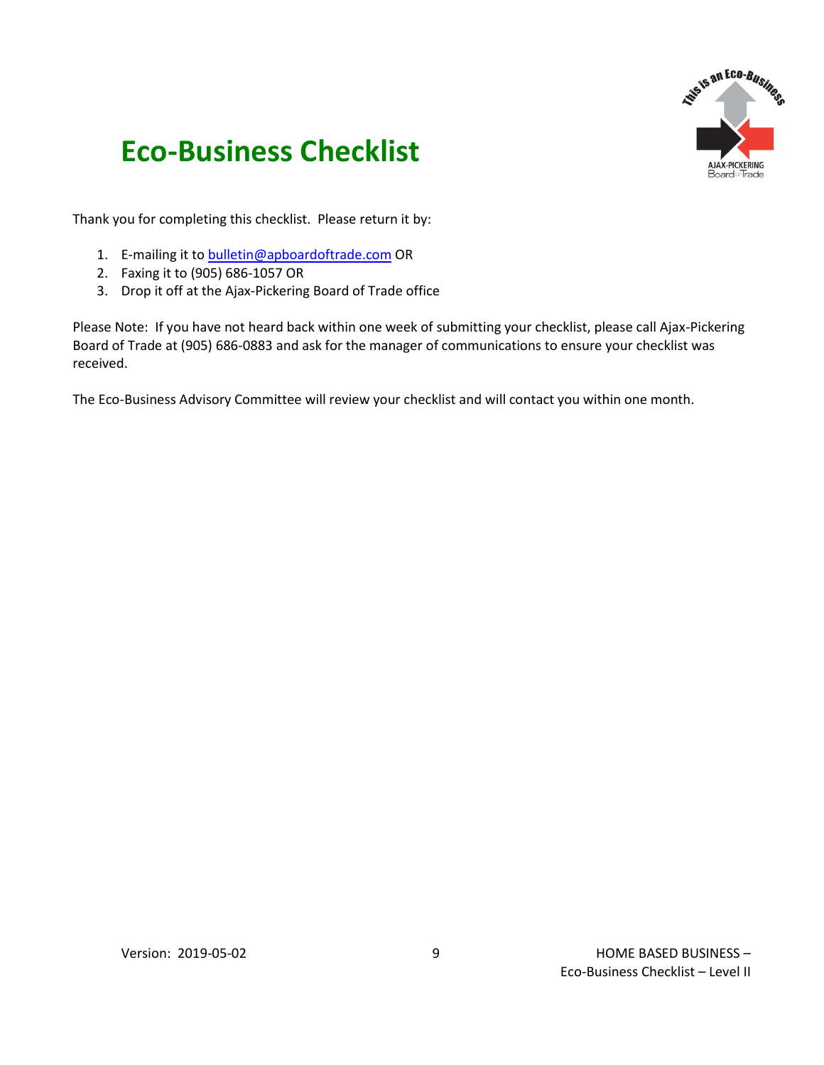# Eco-Business Checklist

Thank you for completing this checklist. Please return it by:

1. E-mailing it to bulletin@apboardoftrade.com OR
2. Faxing it to (905) 686-1057 OR
3. Drop it off at the Ajax-Pickering Board of Trade office

Please Note: If you have not heard back within one week of submitting your checklist, please call Ajax-Pickering Board of Trade at (905) 686-0883 and ask for the manager of communications to ensure your checklist was received.

The Eco-Business Advisory Committee will review your checklist and will contact you within one month.